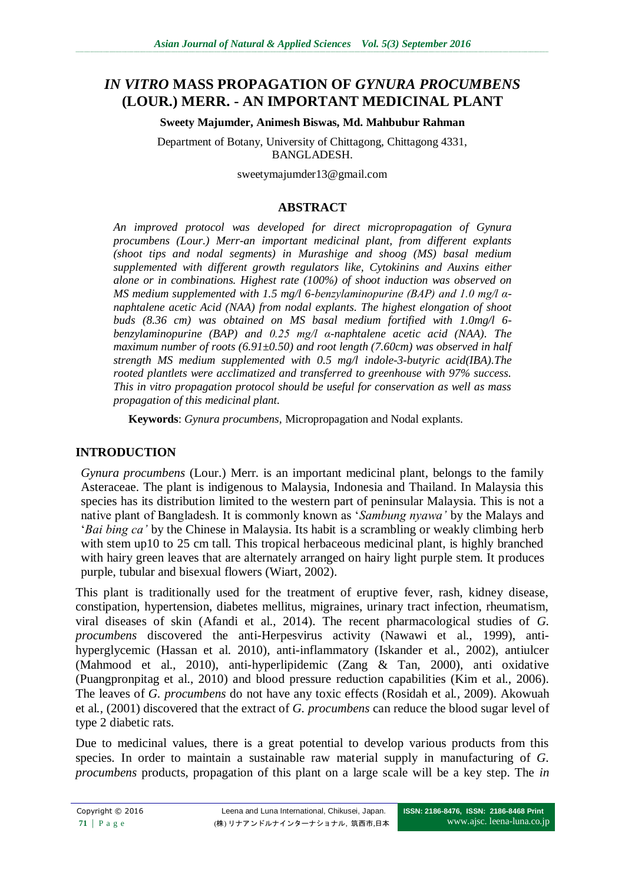# *IN VITRO* MASS PROPAGATION OF *GYNURA PROCUMBENS* (LOUR.) MERR. - AN IMPORTANT MEDICINAL PLANT

**Sweety Majumder, Animesh Biswas, Md. Mahbubur Rahman**

Department of Botany, University of Chittagong, Chittagong 4331, BANGLADESH.

sweetymajumder13@gmail.com

## ABSTRACT

*An improved protocol was developed for direct micropropagation of Gynura procumbens (Lour.) Merr-an important medicinal plant, from different explants (shoot tips and nodal segments) in Murashige and shoog (MS) basal medium supplemented with different growth regulators like, Cytokinins and Auxins either alone or in combinations. Highest rate (100%) of shoot induction was observed on MS medium supplemented with 1.5 mg/l 6-benzylaminopurine (BAP) and 1.0 mg/l α-naphtalene acetic Acid (NAA) from nodal explants. The highest elongation of shoot buds (8.36 cm) was obtained on MS basal medium fortified with 1.0mg/l 6-benzylaminopurine (BAP) and 0.25 mg/l α-naphtalene acetic acid (NAA). The maximum number of roots (6.91±0.50) and root length (7.60cm) was observed in half strength MS medium supplemented with 0.5 mg/l indole-3-butyric acid(IBA).The rooted plantlets were acclimatized and transferred to greenhouse with 97% success. This in vitro propagation protocol should be useful for conservation as well as mass propagation of this medicinal plant.*

**Keywords**: *Gynura procumbens,* Micropropagation and Nodal explants.

## INTRODUCTION

*Gynura procumbens* (Lour.) Merr. is an important medicinal plant, belongs to the family Asteraceae. The plant is indigenous to Malaysia, Indonesia and Thailand. In Malaysia this species has its distribution limited to the western part of peninsular Malaysia. This is not a native plant of Bangladesh. It is commonly known as '*Sambung nyawa'* by the Malays and '*Bai bing ca'* by the Chinese in Malaysia. Its habit is a scrambling or weakly climbing herb with stem up10 to 25 cm tall. This tropical herbaceous medicinal plant, is highly branched with hairy green leaves that are alternately arranged on hairy light purple stem. It produces purple, tubular and bisexual flowers (Wiart, 2002).

This plant is traditionally used for the treatment of eruptive fever, rash, kidney disease, constipation, hypertension, diabetes mellitus, migraines, urinary tract infection, rheumatism, viral diseases of skin (Afandi et al., 2014). The recent pharmacological studies of *G. procumbens* discovered the anti-Herpesvirus activity (Nawawi et al., 1999), anti-hyperglycemic (Hassan et al. 2010), anti-inflammatory (Iskander et al., 2002), antiulcer (Mahmood et al., 2010), anti-hyperlipidemic (Zang & Tan, 2000), anti oxidative (Puangpronpitag et al., 2010) and blood pressure reduction capabilities (Kim et al., 2006). The leaves of *G. procumbens* do not have any toxic effects (Rosidah et al., 2009). Akowuah et al., (2001) discovered that the extract of *G. procumbens* can reduce the blood sugar level of type 2 diabetic rats.

Due to medicinal values, there is a great potential to develop various products from this species. In order to maintain a sustainable raw material supply in manufacturing of *G. procumbens* products, propagation of this plant on a large scale will be a key step. The *in*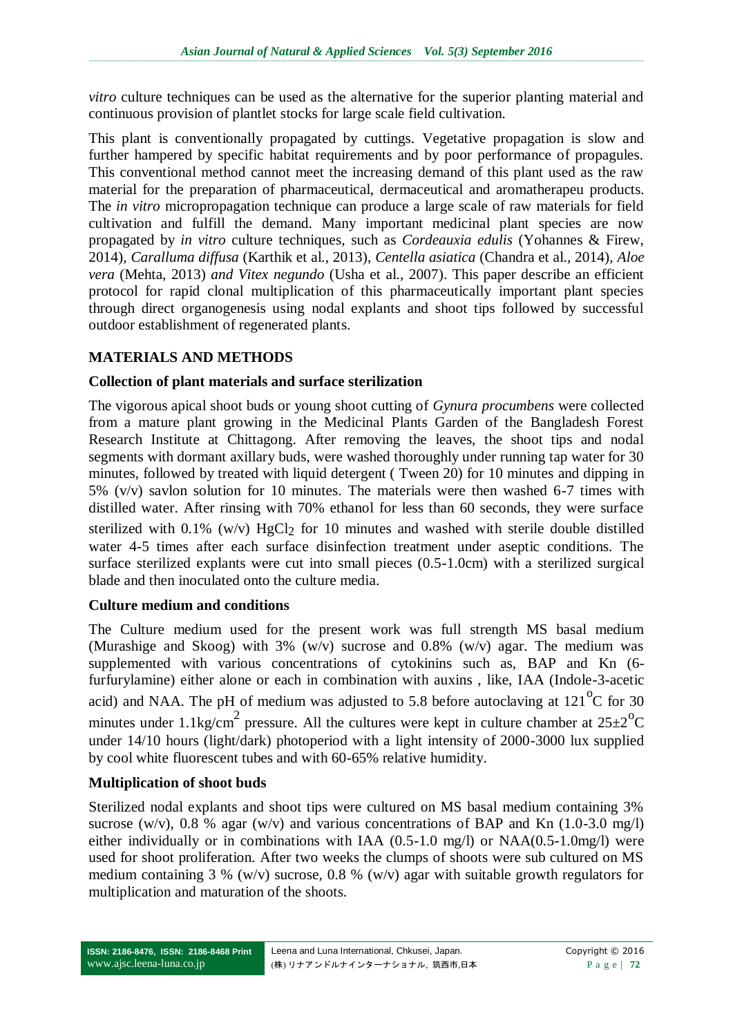*vitro* culture techniques can be used as the alternative for the superior planting material and continuous provision of plantlet stocks for large scale field cultivation.

This plant is conventionally propagated by cuttings. Vegetative propagation is slow and further hampered by specific habitat requirements and by poor performance of propagules. This conventional method cannot meet the increasing demand of this plant used as the raw material for the preparation of pharmaceutical, dermaceutical and aromatherapeu products. The *in vitro* micropropagation technique can produce a large scale of raw materials for field cultivation and fulfill the demand. Many important medicinal plant species are now propagated by *in vitro* culture techniques, such as *Cordeauxia edulis* (Yohannes & Firew, 2014), *Caralluma diffusa* (Karthik et al., 2013), *Centella asiatica* (Chandra et al., 2014), *Aloe vera* (Mehta, 2013) *and Vitex negundo* (Usha et al., 2007). This paper describe an efficient protocol for rapid clonal multiplication of this pharmaceutically important plant species through direct organogenesis using nodal explants and shoot tips followed by successful outdoor establishment of regenerated plants.

## MATERIALS AND METHODS

### Collection of plant materials and surface sterilization

The vigorous apical shoot buds or young shoot cutting of *Gynura procumbens* were collected from a mature plant growing in the Medicinal Plants Garden of the Bangladesh Forest Research Institute at Chittagong. After removing the leaves, the shoot tips and nodal segments with dormant axillary buds, were washed thoroughly under running tap water for 30 minutes, followed by treated with liquid detergent ( Tween 20) for 10 minutes and dipping in 5% (v/v) savlon solution for 10 minutes. The materials were then washed 6-7 times with distilled water. After rinsing with 70% ethanol for less than 60 seconds, they were surface sterilized with 0.1% (w/v) $HgCl_2$ for 10 minutes and washed with sterile double distilled water 4-5 times after each surface disinfection treatment under aseptic conditions. The surface sterilized explants were cut into small pieces (0.5-1.0cm) with a sterilized surgical blade and then inoculated onto the culture media.

### Culture medium and conditions

The Culture medium used for the present work was full strength MS basal medium (Murashige and Skoog) with 3% (w/v) sucrose and 0.8% (w/v) agar. The medium was supplemented with various concentrations of cytokinins such as, BAP and Kn (6-furfurylamine) either alone or each in combination with auxins , like, IAA (Indole-3-acetic acid) and NAA. The pH of medium was adjusted to 5.8 before autoclaving at $121^{o}$C for 30 minutes under $1.1 kg/cm^2$ pressure. All the cultures were kept in culture chamber at $25{\pm}2^{o}$C under 14/10 hours (light/dark) photoperiod with a light intensity of 2000-3000 lux supplied by cool white fluorescent tubes and with 60-65% relative humidity.

### Multiplication of shoot buds

Sterilized nodal explants and shoot tips were cultured on MS basal medium containing 3% sucrose (w/v), 0.8 % agar (w/v) and various concentrations of BAP and Kn (1.0-3.0 mg/l) either individually or in combinations with IAA (0.5-1.0 mg/l) or NAA(0.5-1.0mg/l) were used for shoot proliferation. After two weeks the clumps of shoots were sub cultured on MS medium containing 3 % (w/v) sucrose, 0.8 % (w/v) agar with suitable growth regulators for multiplication and maturation of the shoots.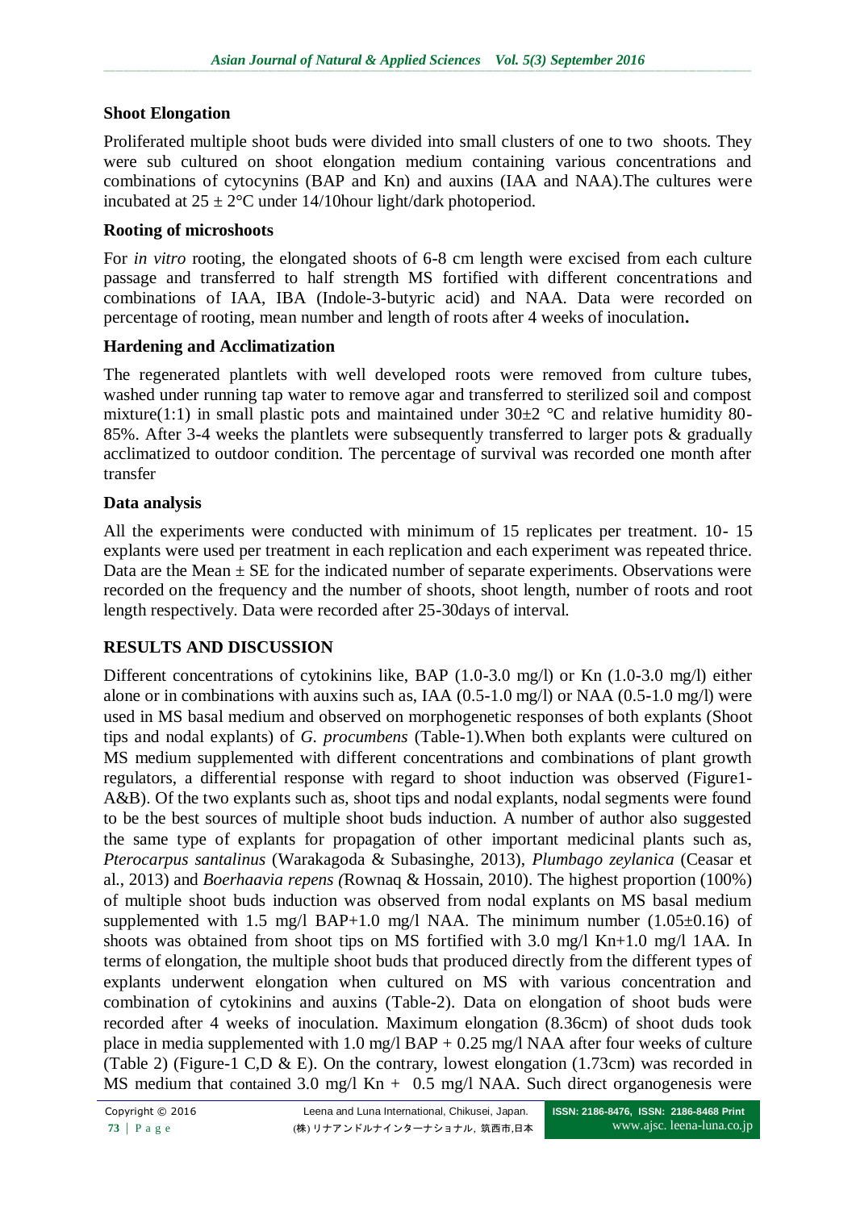### Shoot Elongation

Proliferated multiple shoot buds were divided into small clusters of one to two shoots. They were sub cultured on shoot elongation medium containing various concentrations and combinations of cytocynins (BAP and Kn) and auxins (IAA and NAA).The cultures were incubated at 25 ± 2°C under 14/10hour light/dark photoperiod.

### Rooting of microshoots

For *in vitro* rooting, the elongated shoots of 6-8 cm length were excised from each culture passage and transferred to half strength MS fortified with different concentrations and combinations of IAA, IBA (Indole-3-butyric acid) and NAA. Data were recorded on percentage of rooting, mean number and length of roots after 4 weeks of inoculation**.**

### Hardening and Acclimatization

The regenerated plantlets with well developed roots were removed from culture tubes, washed under running tap water to remove agar and transferred to sterilized soil and compost mixture(1:1) in small plastic pots and maintained under 30±2 °C and relative humidity 80-85%. After 3-4 weeks the plantlets were subsequently transferred to larger pots & gradually acclimatized to outdoor condition. The percentage of survival was recorded one month after transfer

### Data analysis

All the experiments were conducted with minimum of 15 replicates per treatment. 10- 15 explants were used per treatment in each replication and each experiment was repeated thrice. Data are the Mean ± SE for the indicated number of separate experiments. Observations were recorded on the frequency and the number of shoots, shoot length, number of roots and root length respectively. Data were recorded after 25-30days of interval.

## RESULTS AND DISCUSSION

Different concentrations of cytokinins like, BAP (1.0-3.0 mg/l) or Kn (1.0-3.0 mg/l) either alone or in combinations with auxins such as, IAA (0.5-1.0 mg/l) or NAA (0.5-1.0 mg/l) were used in MS basal medium and observed on morphogenetic responses of both explants (Shoot tips and nodal explants) of *G. procumbens* (Table-1).When both explants were cultured on MS medium supplemented with different concentrations and combinations of plant growth regulators, a differential response with regard to shoot induction was observed (Figure1-A&B). Of the two explants such as, shoot tips and nodal explants, nodal segments were found to be the best sources of multiple shoot buds induction. A number of author also suggested the same type of explants for propagation of other important medicinal plants such as, *Pterocarpus santalinus* (Warakagoda & Subasinghe, 2013), *Plumbago zeylanica* (Ceasar et al., 2013) and *Boerhaavia repens (*Rownaq & Hossain, 2010). The highest proportion (100%) of multiple shoot buds induction was observed from nodal explants on MS basal medium supplemented with 1.5 mg/l BAP+1.0 mg/l NAA. The minimum number (1.05±0.16) of shoots was obtained from shoot tips on MS fortified with 3.0 mg/l Kn+1.0 mg/l 1AA. In terms of elongation, the multiple shoot buds that produced directly from the different types of explants underwent elongation when cultured on MS with various concentration and combination of cytokinins and auxins (Table-2). Data on elongation of shoot buds were recorded after 4 weeks of inoculation. Maximum elongation (8.36cm) of shoot duds took place in media supplemented with 1.0 mg/l BAP + 0.25 mg/l NAA after four weeks of culture (Table 2) (Figure-1 C,D & E). On the contrary, lowest elongation (1.73cm) was recorded in MS medium that contained 3.0 mg/l Kn + 0.5 mg/l NAA. Such direct organogenesis were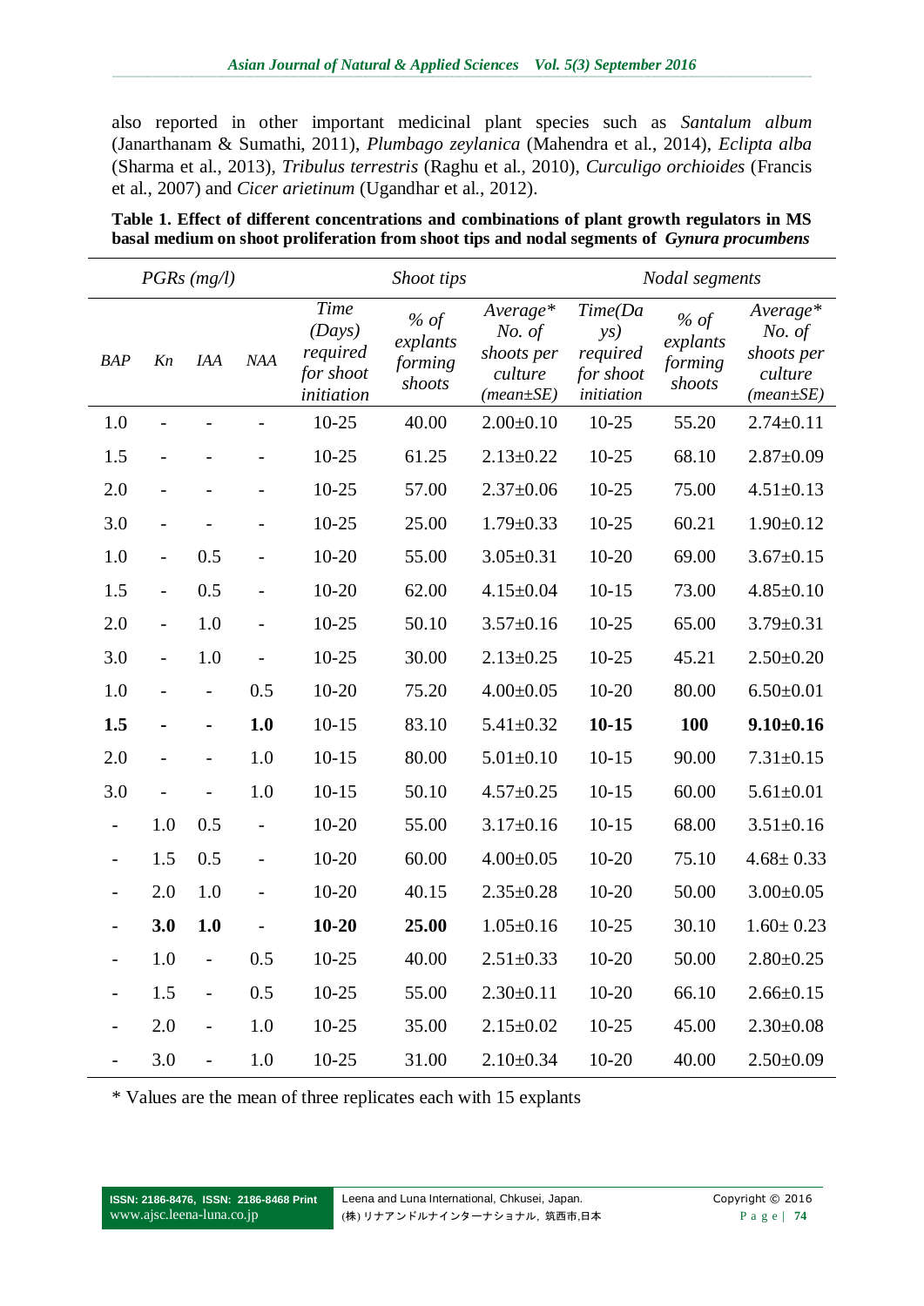also reported in other important medicinal plant species such as *Santalum album* (Janarthanam & Sumathi, 2011), *Plumbago zeylanica* (Mahendra et al., 2014), *Eclipta alba* (Sharma et al., 2013), *Tribulus terrestris* (Raghu et al., 2010), *Curculigo orchioides* (Francis et al., 2007) and *Cicer arietinum* (Ugandhar et al., 2012).

**Table 1. Effect of different concentrations and combinations of plant growth regulators in MS basal medium on shoot proliferation from shoot tips and nodal segments of *Gynura procumbens***

| *PGRs (mg/l)* | | | | *Shoot tips* | | | *Nodal segments* | | |
|---|---|---|---|---|---|---|---|---|---|
| *BAP* | *Kn* | *IAA* | *NAA* | *Time (Days) required for shoot initiation* | *% of explants forming shoots* | *Average\* No. of shoots per culture (mean±SE)* | *Time(Days) required for shoot initiation* | *% of explants forming shoots* | *Average\* No. of shoots per culture (mean±SE)* |
| 1.0 | - | - | - | 10-25 | 40.00 | 2.00±0.10 | 10-25 | 55.20 | 2.74±0.11 |
| 1.5 | - | - | - | 10-25 | 61.25 | 2.13±0.22 | 10-25 | 68.10 | 2.87±0.09 |
| 2.0 | - | - | - | 10-25 | 57.00 | 2.37±0.06 | 10-25 | 75.00 | 4.51±0.13 |
| 3.0 | - | - | - | 10-25 | 25.00 | 1.79±0.33 | 10-25 | 60.21 | 1.90±0.12 |
| 1.0 | - | 0.5 | - | 10-20 | 55.00 | 3.05±0.31 | 10-20 | 69.00 | 3.67±0.15 |
| 1.5 | - | 0.5 | - | 10-20 | 62.00 | 4.15±0.04 | 10-15 | 73.00 | 4.85±0.10 |
| 2.0 | - | 1.0 | - | 10-25 | 50.10 | 3.57±0.16 | 10-25 | 65.00 | 3.79±0.31 |
| 3.0 | - | 1.0 | - | 10-25 | 30.00 | 2.13±0.25 | 10-25 | 45.21 | 2.50±0.20 |
| 1.0 | - | - | 0.5 | 10-20 | 75.20 | 4.00±0.05 | 10-20 | 80.00 | 6.50±0.01 |
| **1.5** | **-** | **-** | **1.0** | 10-15 | 83.10 | 5.41±0.32 | **10-15** | **100** | **9.10±0.16** |
| 2.0 | - | - | 1.0 | 10-15 | 80.00 | 5.01±0.10 | 10-15 | 90.00 | 7.31±0.15 |
| 3.0 | - | - | 1.0 | 10-15 | 50.10 | 4.57±0.25 | 10-15 | 60.00 | 5.61±0.01 |
| - | 1.0 | 0.5 | - | 10-20 | 55.00 | 3.17±0.16 | 10-15 | 68.00 | 3.51±0.16 |
| - | 1.5 | 0.5 | - | 10-20 | 60.00 | 4.00±0.05 | 10-20 | 75.10 | 4.68± 0.33 |
| - | 2.0 | 1.0 | - | 10-20 | 40.15 | 2.35±0.28 | 10-20 | 50.00 | 3.00±0.05 |
| - | **3.0** | **1.0** | - | **10-20** | **25.00** | 1.05±0.16 | 10-25 | 30.10 | 1.60± 0.23 |
| - | 1.0 | - | 0.5 | 10-25 | 40.00 | 2.51±0.33 | 10-20 | 50.00 | 2.80±0.25 |
| - | 1.5 | - | 0.5 | 10-25 | 55.00 | 2.30±0.11 | 10-20 | 66.10 | 2.66±0.15 |
| - | 2.0 | - | 1.0 | 10-25 | 35.00 | 2.15±0.02 | 10-25 | 45.00 | 2.30±0.08 |
| - | 3.0 | - | 1.0 | 10-25 | 31.00 | 2.10±0.34 | 10-20 | 40.00 | 2.50±0.09 |

\* Values are the mean of three replicates each with 15 explants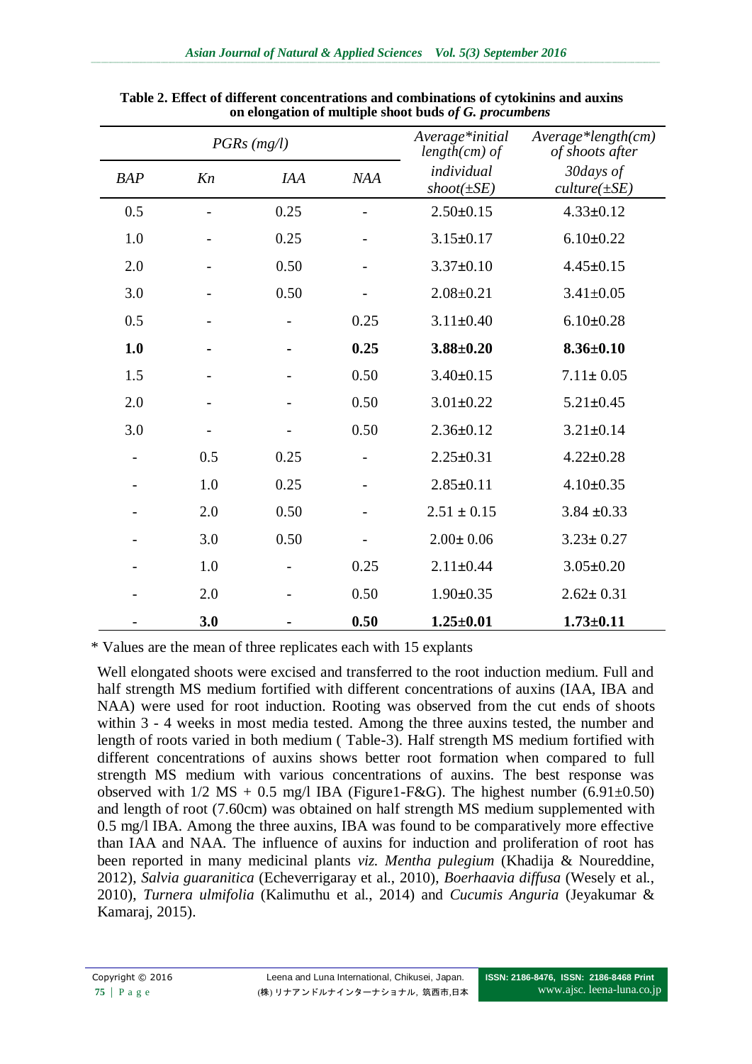**Table 2. Effect of different concentrations and combinations of cytokinins and auxins on elongation of multiple shoot buds *of G. procumbens***

| *PGRs (mg/l)* | | | | *Average\*initial length(cm) of individual shoot(±SE)* | *Average\*length(cm) of shoots after 30days of culture(±SE)* |
|---|---|---|---|---|---|
| *BAP* | *Kn* | *IAA* | *NAA* | | |
| 0.5 | - | 0.25 | - | 2.50±0.15 | 4.33±0.12 |
| 1.0 | - | 0.25 | - | 3.15±0.17 | 6.10±0.22 |
| 2.0 | - | 0.50 | - | 3.37±0.10 | 4.45±0.15 |
| 3.0 | - | 0.50 | - | 2.08±0.21 | 3.41±0.05 |
| 0.5 | - | - | 0.25 | 3.11±0.40 | 6.10±0.28 |
| **1.0** | **-** | **-** | **0.25** | **3.88±0.20** | **8.36±0.10** |
| 1.5 | - | - | 0.50 | 3.40±0.15 | 7.11± 0.05 |
| 2.0 | - | - | 0.50 | 3.01±0.22 | 5.21±0.45 |
| 3.0 | - | - | 0.50 | 2.36±0.12 | 3.21±0.14 |
| - | 0.5 | 0.25 | - | 2.25±0.31 | 4.22±0.28 |
| - | 1.0 | 0.25 | - | 2.85±0.11 | 4.10±0.35 |
| - | 2.0 | 0.50 | - | 2.51 ± 0.15 | 3.84 ±0.33 |
| - | 3.0 | 0.50 | - | 2.00± 0.06 | 3.23± 0.27 |
| - | 1.0 | - | 0.25 | 2.11±0.44 | 3.05±0.20 |
| - | 2.0 | - | 0.50 | 1.90±0.35 | 2.62± 0.31 |
| - | **3.0** | **-** | **0.50** | **1.25±0.01** | **1.73±0.11** |

\* Values are the mean of three replicates each with 15 explants

Well elongated shoots were excised and transferred to the root induction medium. Full and half strength MS medium fortified with different concentrations of auxins (IAA, IBA and NAA) were used for root induction. Rooting was observed from the cut ends of shoots within 3 - 4 weeks in most media tested. Among the three auxins tested, the number and length of roots varied in both medium ( Table-3). Half strength MS medium fortified with different concentrations of auxins shows better root formation when compared to full strength MS medium with various concentrations of auxins. The best response was observed with 1/2 MS + 0.5 mg/l IBA (Figure1-F&G). The highest number (6.91±0.50) and length of root (7.60cm) was obtained on half strength MS medium supplemented with 0.5 mg/l IBA. Among the three auxins, IBA was found to be comparatively more effective than IAA and NAA. The influence of auxins for induction and proliferation of root has been reported in many medicinal plants *viz. Mentha pulegium* (Khadija & Noureddine, 2012), *Salvia guaranitica* (Echeverrigaray et al., 2010), *Boerhaavia diffusa* (Wesely et al., 2010), *Turnera ulmifolia* (Kalimuthu et al., 2014) and *Cucumis Anguria* (Jeyakumar & Kamaraj, 2015).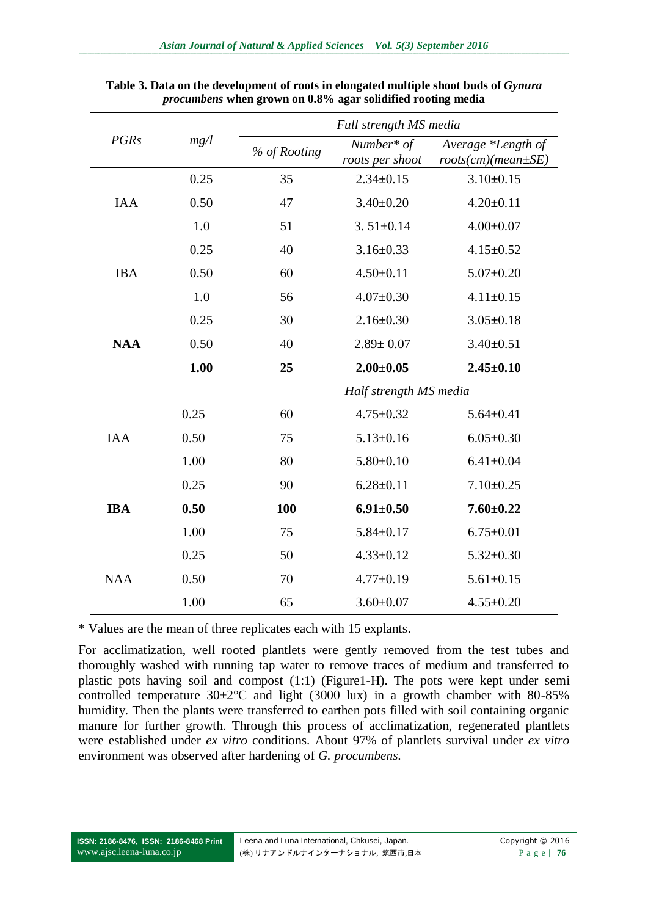**Table 3. Data on the development of roots in elongated multiple shoot buds of *Gynura procumbens* when grown on 0.8% agar solidified rooting media**

| *PGRs* | *mg/l* | *Full strength MS media* | | |
|---|---|---|---|---|
| | | *% of Rooting* | *Number* of roots per shoot* | *Average *Length of roots(cm)(mean±SE)* |
| IAA | 0.25 | 35 | 2.34±0.15 | 3.10±0.15 |
| | 0.50 | 47 | 3.40±0.20 | 4.20±0.11 |
| | 1.0 | 51 | 3. 51±0.14 | 4.00±0.07 |
| IBA | 0.25 | 40 | 3.16±0.33 | 4.15±0.52 |
| | 0.50 | 60 | 4.50±0.11 | 5.07±0.20 |
| | 1.0 | 56 | 4.07±0.30 | 4.11±0.15 |
| **NAA** | 0.25 | 30 | 2.16±0.30 | 3.05±0.18 |
| | 0.50 | 40 | 2.89± 0.07 | 3.40±0.51 |
| | **1.00** | **25** | **2.00±0.05** | **2.45±0.10** |
| | | *Half strength MS media* | | |
| IAA | 0.25 | 60 | 4.75±0.32 | 5.64±0.41 |
| | 0.50 | 75 | 5.13±0.16 | 6.05±0.30 |
| | 1.00 | 80 | 5.80±0.10 | 6.41±0.04 |
| **IBA** | 0.25 | 90 | 6.28±0.11 | 7.10±0.25 |
| | **0.50** | **100** | **6.91±0.50** | **7.60±0.22** |
| | 1.00 | 75 | 5.84±0.17 | 6.75±0.01 |
| NAA | 0.25 | 50 | 4.33±0.12 | 5.32±0.30 |
| | 0.50 | 70 | 4.77±0.19 | 5.61±0.15 |
| | 1.00 | 65 | 3.60±0.07 | 4.55±0.20 |

* Values are the mean of three replicates each with 15 explants.

For acclimatization, well rooted plantlets were gently removed from the test tubes and thoroughly washed with running tap water to remove traces of medium and transferred to plastic pots having soil and compost (1:1) (Figure1-H). The pots were kept under semi controlled temperature 30±2°C and light (3000 lux) in a growth chamber with 80-85% humidity. Then the plants were transferred to earthen pots filled with soil containing organic manure for further growth. Through this process of acclimatization, regenerated plantlets were established under *ex vitro* conditions. About 97% of plantlets survival under *ex vitro* environment was observed after hardening of *G. procumbens.*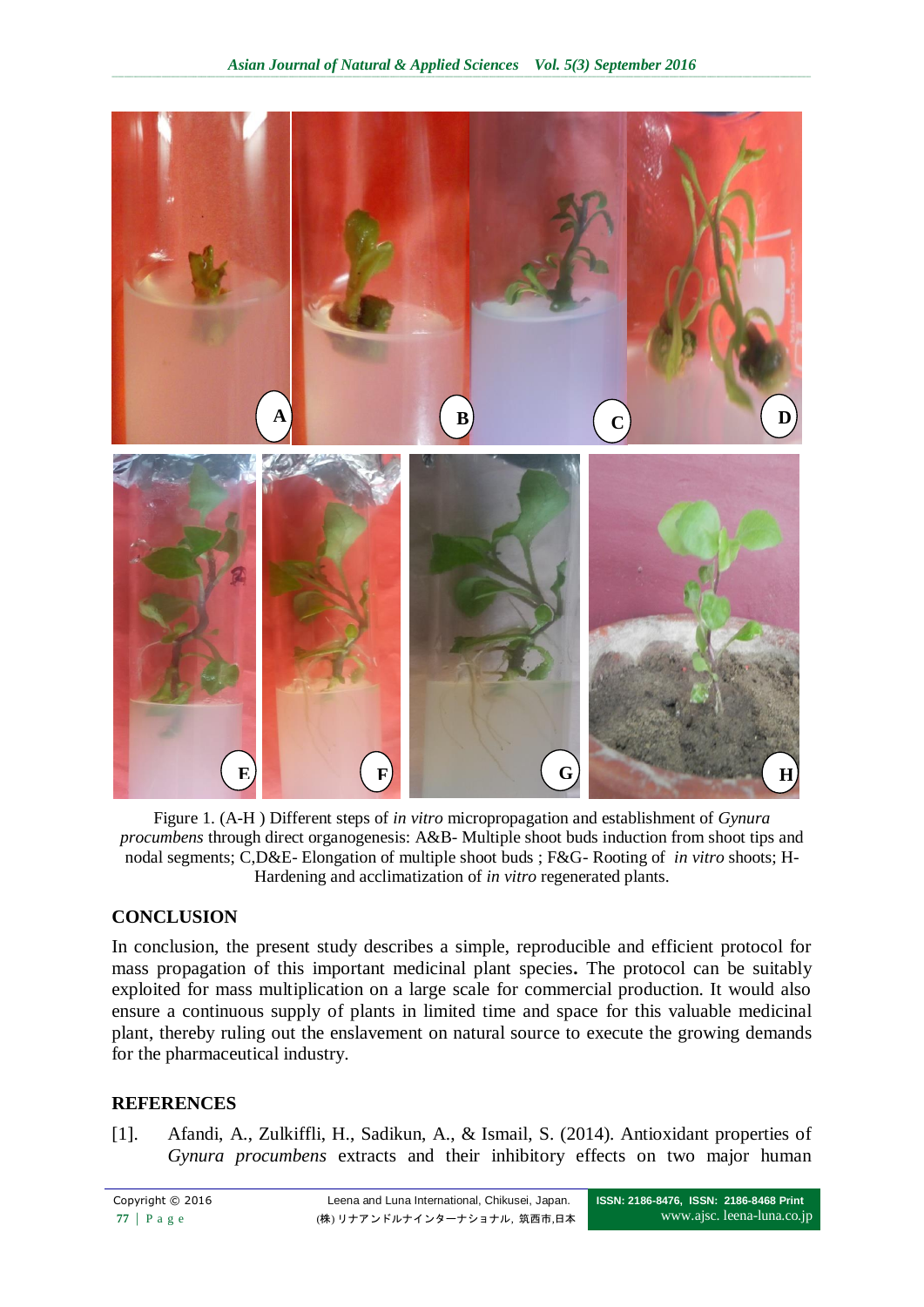Figure 1. (A-H ) Different steps of *in vitro* micropropagation and establishment of *Gynura procumbens* through direct organogenesis: A&B- Multiple shoot buds induction from shoot tips and nodal segments; C,D&E- Elongation of multiple shoot buds ; F&G- Rooting of *in vitro* shoots; H- Hardening and acclimatization of *in vitro* regenerated plants.

## CONCLUSION

In conclusion, the present study describes a simple, reproducible and efficient protocol for mass propagation of this important medicinal plant species**.** The protocol can be suitably exploited for mass multiplication on a large scale for commercial production. It would also ensure a continuous supply of plants in limited time and space for this valuable medicinal plant, thereby ruling out the enslavement on natural source to execute the growing demands for the pharmaceutical industry.

## REFERENCES

[1]. Afandi, A., Zulkiffli, H., Sadikun, A., & Ismail, S. (2014). Antioxidant properties of *Gynura procumbens* extracts and their inhibitory effects on two major human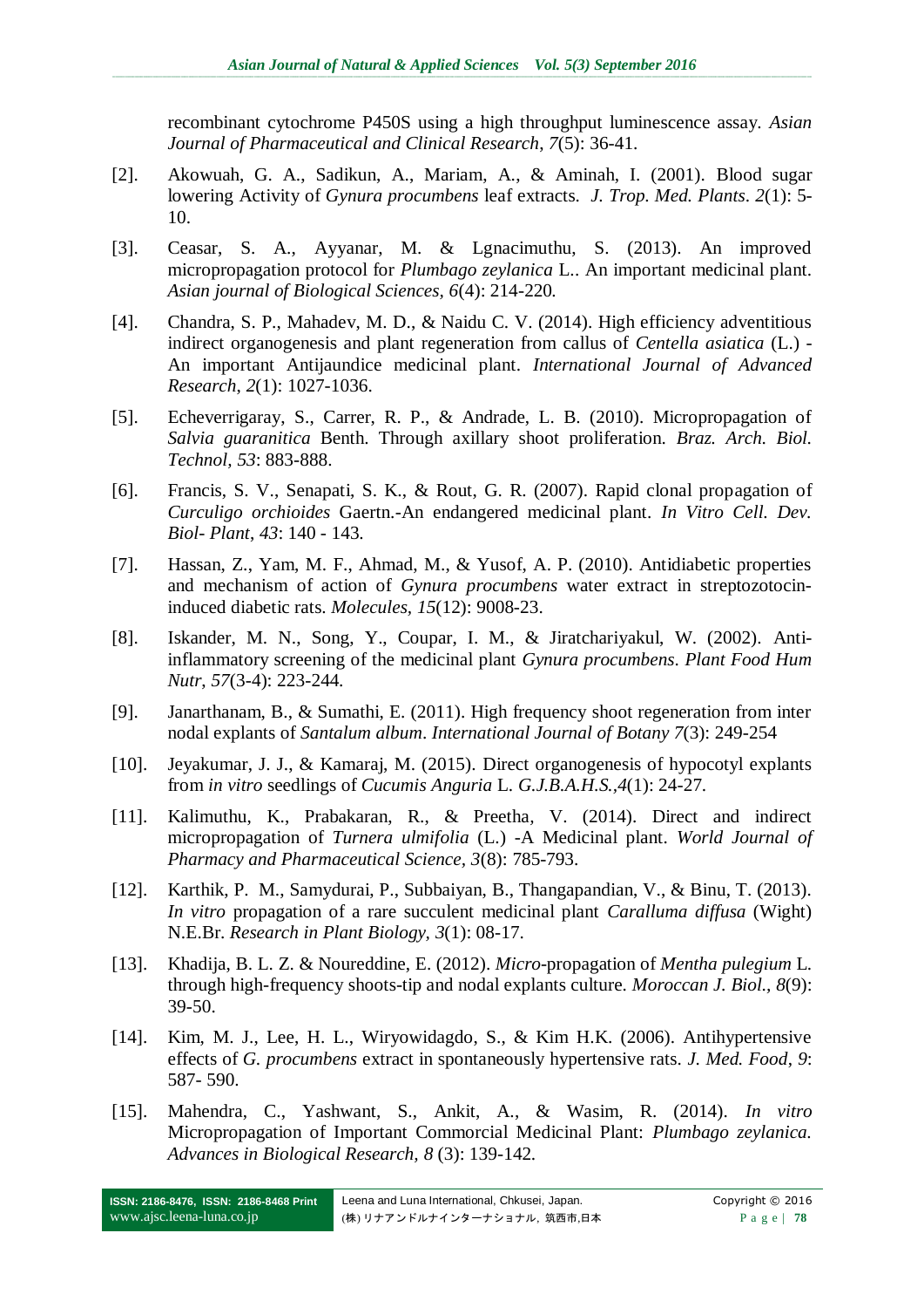recombinant cytochrome P450S using a high throughput luminescence assay. *Asian Journal of Pharmaceutical and Clinical Research*, *7*(5): 36-41.

[2]. Akowuah, G. A., Sadikun, A., Mariam, A., & Aminah, I. (2001). Blood sugar lowering Activity of *Gynura procumbens* leaf extracts. *J. Trop. Med. Plants*. *2*(1): 5-10.

[3]. Ceasar, S. A., Ayyanar, M. & Lgnacimuthu, S. (2013). An improved micropropagation protocol for *Plumbago zeylanica* L.. An important medicinal plant. *Asian journal of Biological Sciences*, *6*(4): 214-220.

[4]. Chandra, S. P., Mahadev, M. D., & Naidu C. V. (2014). High efficiency adventitious indirect organogenesis and plant regeneration from callus of *Centella asiatica* (L.) - An important Antijaundice medicinal plant. *International Journal of Advanced Research*, *2*(1): 1027-1036.

[5]. Echeverrigaray, S., Carrer, R. P., & Andrade, L. B. (2010). Micropropagation of *Salvia guaranitica* Benth. Through axillary shoot proliferation. *Braz. Arch. Biol. Technol*, *53*: 883-888.

[6]. Francis, S. V., Senapati, S. K., & Rout, G. R. (2007). Rapid clonal propagation of *Curculigo orchioides* Gaertn.-An endangered medicinal plant. *In Vitro Cell. Dev. Biol- Plant*, *43*: 140 - 143.

[7]. Hassan, Z., Yam, M. F., Ahmad, M., & Yusof, A. P. (2010). Antidiabetic properties and mechanism of action of *Gynura procumbens* water extract in streptozotocin-induced diabetic rats. *Molecules*, *15*(12): 9008-23.

[8]. Iskander, M. N., Song, Y., Coupar, I. M., & Jiratchariyakul, W. (2002). Anti-inflammatory screening of the medicinal plant *Gynura procumbens*. *Plant Food Hum Nutr*, *57*(3-4): 223-244.

[9]. Janarthanam, B., & Sumathi, E. (2011). High frequency shoot regeneration from inter nodal explants of *Santalum album*. *International Journal of Botany 7*(3): 249-254

[10]. Jeyakumar, J. J., & Kamaraj, M. (2015). Direct organogenesis of hypocotyl explants from *in vitro* seedlings of *Cucumis Anguria* L. *G.J.B.A.H.S.,4*(1): 24-27.

[11]. Kalimuthu, K., Prabakaran, R., & Preetha, V. (2014). Direct and indirect micropropagation of *Turnera ulmifolia* (L.) -A Medicinal plant. *World Journal of Pharmacy and Pharmaceutical Science, 3*(8): 785-793.

[12]. Karthik, P. M., Samydurai, P., Subbaiyan, B., Thangapandian, V., & Binu, T. (2013). *In vitro* propagation of a rare succulent medicinal plant *Caralluma diffusa* (Wight) N.E.Br. *Research in Plant Biology, 3*(1): 08-17.

[13]. Khadija, B. L. Z. & Noureddine, E. (2012). *Micro*-propagation of *Mentha pulegium* L. through high-frequency shoots-tip and nodal explants culture. *Moroccan J. Biol*., *8*(9): 39-50.

[14]. Kim, M. J., Lee, H. L., Wiryowidagdo, S., & Kim H.K. (2006). Antihypertensive effects of *G. procumbens* extract in spontaneously hypertensive rats. *J. Med. Food*, *9*: 587- 590.

[15]. Mahendra, C., Yashwant, S., Ankit, A., & Wasim, R. (2014). *In vitro* Micropropagation of Important Commorcial Medicinal Plant: *Plumbago zeylanica. Advances in Biological Research, 8* (3): 139-142.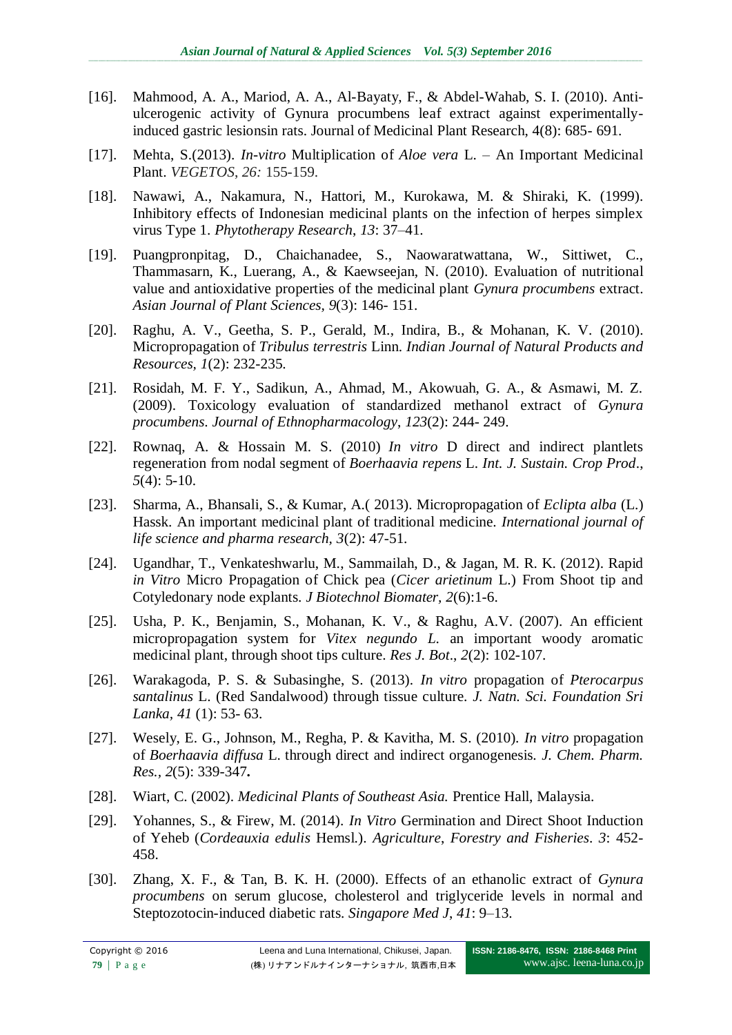[16]. Mahmood, A. A., Mariod, A. A., Al-Bayaty, F., & Abdel-Wahab, S. I. (2010). Anti-ulcerogenic activity of Gynura procumbens leaf extract against experimentally-induced gastric lesionsin rats. Journal of Medicinal Plant Research, 4(8): 685- 691.

[17]. Mehta, S.(2013). *In-vitro* Multiplication of *Aloe vera* L. – An Important Medicinal Plant. *VEGETOS*, *26:* 155-159.

[18]. Nawawi, A., Nakamura, N., Hattori, M., Kurokawa, M. & Shiraki, K. (1999). Inhibitory effects of Indonesian medicinal plants on the infection of herpes simplex virus Type 1. *Phytotherapy Research*, *13*: 37–41.

[19]. Puangpronpitag, D., Chaichanadee, S., Naowaratwattana, W., Sittiwet, C., Thammasarn, K., Luerang, A., & Kaewseejan, N. (2010). Evaluation of nutritional value and antioxidative properties of the medicinal plant *Gynura procumbens* extract. *Asian Journal of Plant Sciences, 9*(3): 146- 151.

[20]. Raghu, A. V., Geetha, S. P., Gerald, M., Indira, B., & Mohanan, K. V. (2010). Micropropagation of *Tribulus terrestris* Linn. *Indian Journal of Natural Products and Resources*, *1*(2): 232-235.

[21]. Rosidah, M. F. Y., Sadikun, A., Ahmad, M., Akowuah, G. A., & Asmawi, M. Z. (2009). Toxicology evaluation of standardized methanol extract of *Gynura procumbens*. *Journal of Ethnopharmacology*, *123*(2): 244- 249.

[22]. Rownaq, A. & Hossain M. S. (2010) *In vitro* D direct and indirect plantlets regeneration from nodal segment of *Boerhaavia repens* L. *Int. J. Sustain. Crop Prod*., *5*(4): 5-10.

[23]. Sharma, A., Bhansali, S., & Kumar, A.( 2013). Micropropagation of *Eclipta alba* (L.) Hassk. An important medicinal plant of traditional medicine. *International journal of life science and pharma research, 3*(2): 47-51.

[24]. Ugandhar, T., Venkateshwarlu, M., Sammailah, D., & Jagan, M. R. K. (2012). Rapid *in Vitro* Micro Propagation of Chick pea (*Cicer arietinum* L.) From Shoot tip and Cotyledonary node explants. *J Biotechnol Biomater, 2*(6):1-6.

[25]. Usha, P. K., Benjamin, S., Mohanan, K. V., & Raghu, A.V. (2007). An efficient micropropagation system for *Vitex negundo L.* an important woody aromatic medicinal plant, through shoot tips culture. *Res J. Bot*., *2*(2): 102-107.

[26]. Warakagoda, P. S. & Subasinghe, S. (2013). *In vitro* propagation of *Pterocarpus santalinus* L. (Red Sandalwood) through tissue culture. *J. Natn. Sci. Foundation Sri Lanka*, *41* (1): 53- 63.

[27]. Wesely, E. G., Johnson, M., Regha, P. & Kavitha, M. S. (2010). *In vitro* propagation of *Boerhaavia diffusa* L. through direct and indirect organogenesis. *J. Chem. Pharm. Res.*, *2*(5): 339-347**.**

[28]. Wiart, C. (2002). *Medicinal Plants of Southeast Asia.* Prentice Hall, Malaysia.

[29]. Yohannes, S., & Firew, M. (2014). *In Vitro* Germination and Direct Shoot Induction of Yeheb (*Cordeauxia edulis* Hemsl.). *Agriculture*, *Forestry and Fisheries*. *3*: 452-458.

[30]. Zhang, X. F., & Tan, B. K. H. (2000). Effects of an ethanolic extract of *Gynura procumbens* on serum glucose, cholesterol and triglyceride levels in normal and Steptozotocin-induced diabetic rats. *Singapore Med J*, *41*: 9–13.